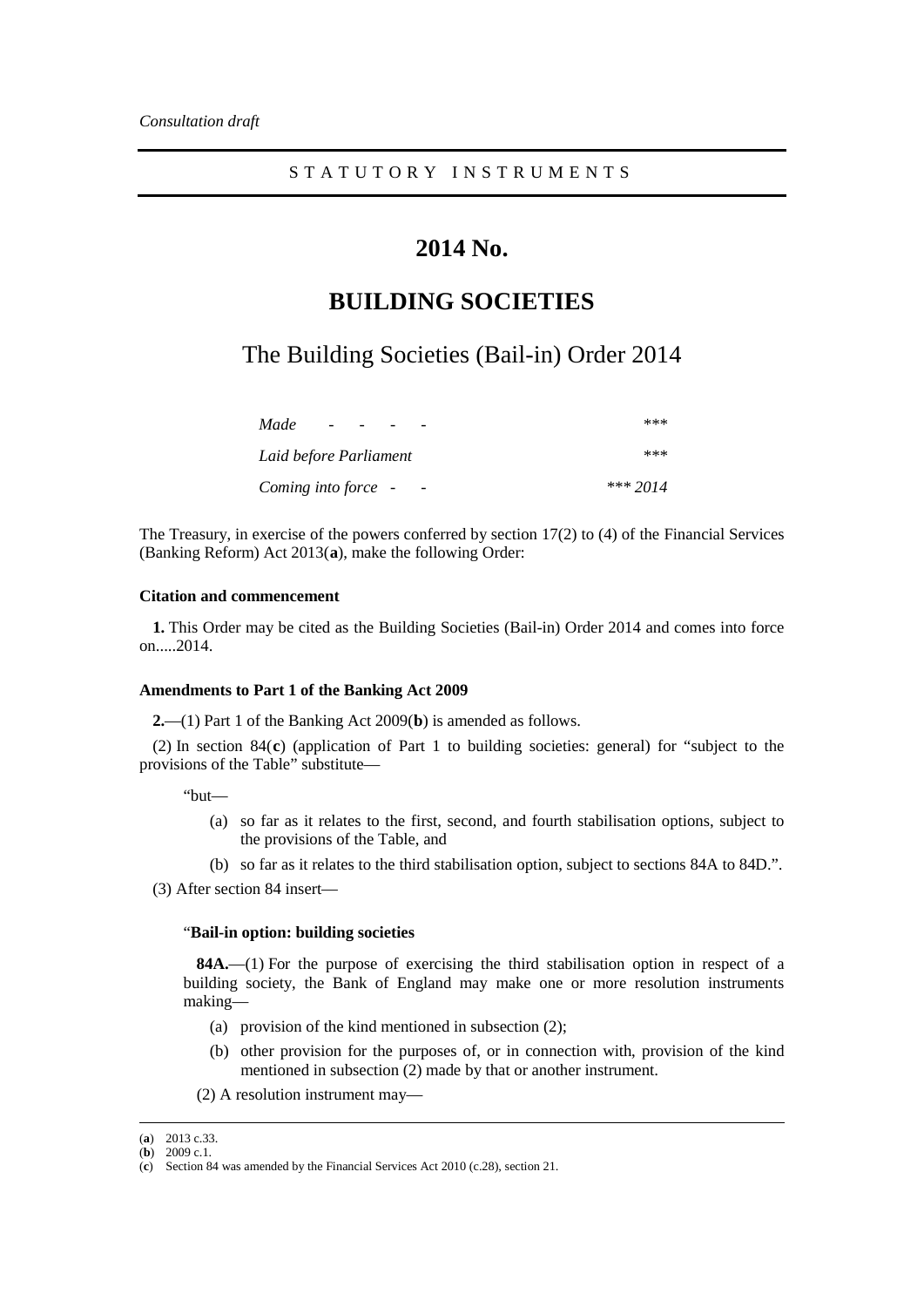*Consultation draft*

STATUTORY INSTRUMENTS

# 2014 No.

# BUILDING SOCIETIES

## The Building Societies (Bail-in) Order 2014

| | |
|---|---|
| *Made - - - -* | \*\*\* |
| *Laid before Parliament* | \*\*\* |
| *Coming into force - -* | *\*\*\* 2014* |

The Treasury, in exercise of the powers conferred by section 17(2) to (4) of the Financial Services (Banking Reform) Act 2013(**a**), make the following Order:

### Citation and commencement

**1.** This Order may be cited as the Building Societies (Bail-in) Order 2014 and comes into force on.....2014.

### Amendments to Part 1 of the Banking Act 2009

**2.**—(1) Part 1 of the Banking Act 2009(**b**) is amended as follows.

(2) In section 84(**c**) (application of Part 1 to building societies: general) for "subject to the provisions of the Table" substitute—

"but—

(a) so far as it relates to the first, second, and fourth stabilisation options, subject to the provisions of the Table, and

(b) so far as it relates to the third stabilisation option, subject to sections 84A to 84D.".

(3) After section 84 insert—

"**Bail-in option: building societies**

**84A.**—(1) For the purpose of exercising the third stabilisation option in respect of a building society, the Bank of England may make one or more resolution instruments making—

(a) provision of the kind mentioned in subsection (2);

(b) other provision for the purposes of, or in connection with, provision of the kind mentioned in subsection (2) made by that or another instrument.

(2) A resolution instrument may—

---

(**a**) 2013 c.33.
(**b**) 2009 c.1.
(**c**) Section 84 was amended by the Financial Services Act 2010 (c.28), section 21.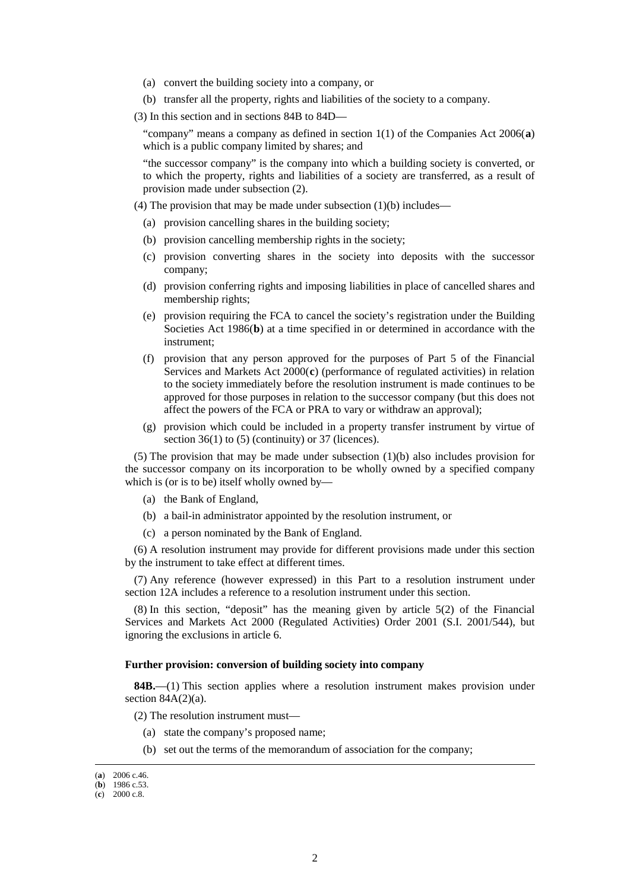(a) convert the building society into a company, or

(b) transfer all the property, rights and liabilities of the society to a company.

(3) In this section and in sections 84B to 84D—

"company" means a company as defined in section 1(1) of the Companies Act 2006(**a**) which is a public company limited by shares; and

"the successor company" is the company into which a building society is converted, or to which the property, rights and liabilities of a society are transferred, as a result of provision made under subsection (2).

(4) The provision that may be made under subsection (1)(b) includes—

(a) provision cancelling shares in the building society;

(b) provision cancelling membership rights in the society;

(c) provision converting shares in the society into deposits with the successor company;

(d) provision conferring rights and imposing liabilities in place of cancelled shares and membership rights;

(e) provision requiring the FCA to cancel the society's registration under the Building Societies Act 1986(**b**) at a time specified in or determined in accordance with the instrument;

(f) provision that any person approved for the purposes of Part 5 of the Financial Services and Markets Act 2000(**c**) (performance of regulated activities) in relation to the society immediately before the resolution instrument is made continues to be approved for those purposes in relation to the successor company (but this does not affect the powers of the FCA or PRA to vary or withdraw an approval);

(g) provision which could be included in a property transfer instrument by virtue of section 36(1) to (5) (continuity) or 37 (licences).

(5) The provision that may be made under subsection (1)(b) also includes provision for the successor company on its incorporation to be wholly owned by a specified company which is (or is to be) itself wholly owned by—

(a) the Bank of England,

(b) a bail-in administrator appointed by the resolution instrument, or

(c) a person nominated by the Bank of England.

(6) A resolution instrument may provide for different provisions made under this section by the instrument to take effect at different times.

(7) Any reference (however expressed) in this Part to a resolution instrument under section 12A includes a reference to a resolution instrument under this section.

(8) In this section, "deposit" has the meaning given by article 5(2) of the Financial Services and Markets Act 2000 (Regulated Activities) Order 2001 (S.I. 2001/544), but ignoring the exclusions in article 6.

**Further provision: conversion of building society into company**

**84B.**—(1) This section applies where a resolution instrument makes provision under section 84A(2)(a).

(2) The resolution instrument must—

(a) state the company's proposed name;

(b) set out the terms of the memorandum of association for the company;

---

(**a**) 2006 c.46.
(**b**) 1986 c.53.
(**c**) 2000 c.8.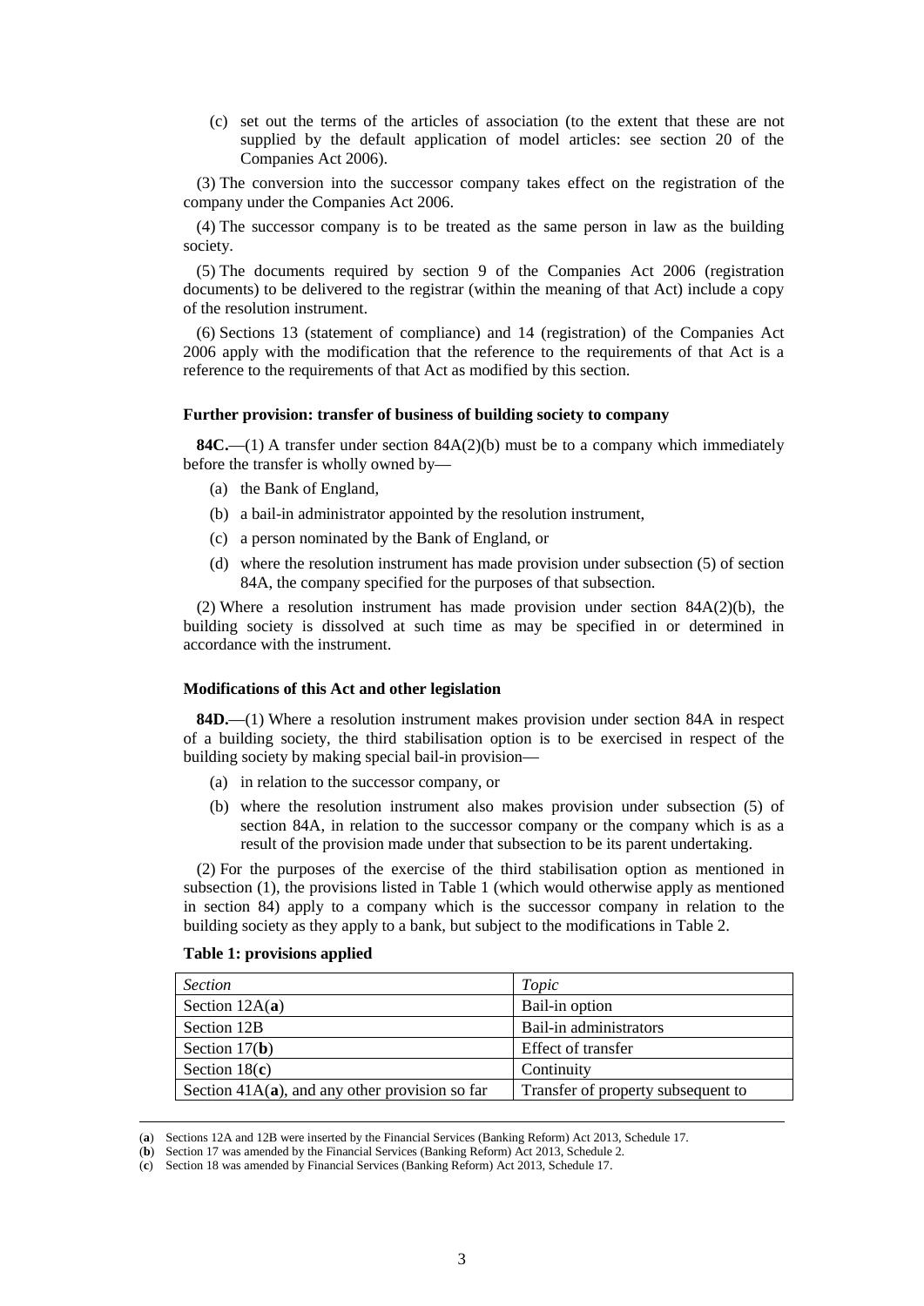(c) set out the terms of the articles of association (to the extent that these are not supplied by the default application of model articles: see section 20 of the Companies Act 2006).

(3) The conversion into the successor company takes effect on the registration of the company under the Companies Act 2006.

(4) The successor company is to be treated as the same person in law as the building society.

(5) The documents required by section 9 of the Companies Act 2006 (registration documents) to be delivered to the registrar (within the meaning of that Act) include a copy of the resolution instrument.

(6) Sections 13 (statement of compliance) and 14 (registration) of the Companies Act 2006 apply with the modification that the reference to the requirements of that Act is a reference to the requirements of that Act as modified by this section.

**Further provision: transfer of business of building society to company**

**84C.**—(1) A transfer under section 84A(2)(b) must be to a company which immediately before the transfer is wholly owned by—

(a) the Bank of England,

(b) a bail-in administrator appointed by the resolution instrument,

(c) a person nominated by the Bank of England, or

(d) where the resolution instrument has made provision under subsection (5) of section 84A, the company specified for the purposes of that subsection.

(2) Where a resolution instrument has made provision under section 84A(2)(b), the building society is dissolved at such time as may be specified in or determined in accordance with the instrument.

**Modifications of this Act and other legislation**

**84D.**—(1) Where a resolution instrument makes provision under section 84A in respect of a building society, the third stabilisation option is to be exercised in respect of the building society by making special bail-in provision—

(a) in relation to the successor company, or

(b) where the resolution instrument also makes provision under subsection (5) of section 84A, in relation to the successor company or the company which is as a result of the provision made under that subsection to be its parent undertaking.

(2) For the purposes of the exercise of the third stabilisation option as mentioned in subsection (1), the provisions listed in Table 1 (which would otherwise apply as mentioned in section 84) apply to a company which is the successor company in relation to the building society as they apply to a bank, but subject to the modifications in Table 2.

**Table 1: provisions applied**

| *Section* | *Topic* |
|---|---|
| Section 12A(**a**) | Bail-in option |
| Section 12B | Bail-in administrators |
| Section 17(**b**) | Effect of transfer |
| Section 18(**c**) | Continuity |
| Section 41A(**a**), and any other provision so far | Transfer of property subsequent to |

(**a**) Sections 12A and 12B were inserted by the Financial Services (Banking Reform) Act 2013, Schedule 17.
(**b**) Section 17 was amended by the Financial Services (Banking Reform) Act 2013, Schedule 2.
(**c**) Section 18 was amended by Financial Services (Banking Reform) Act 2013, Schedule 17.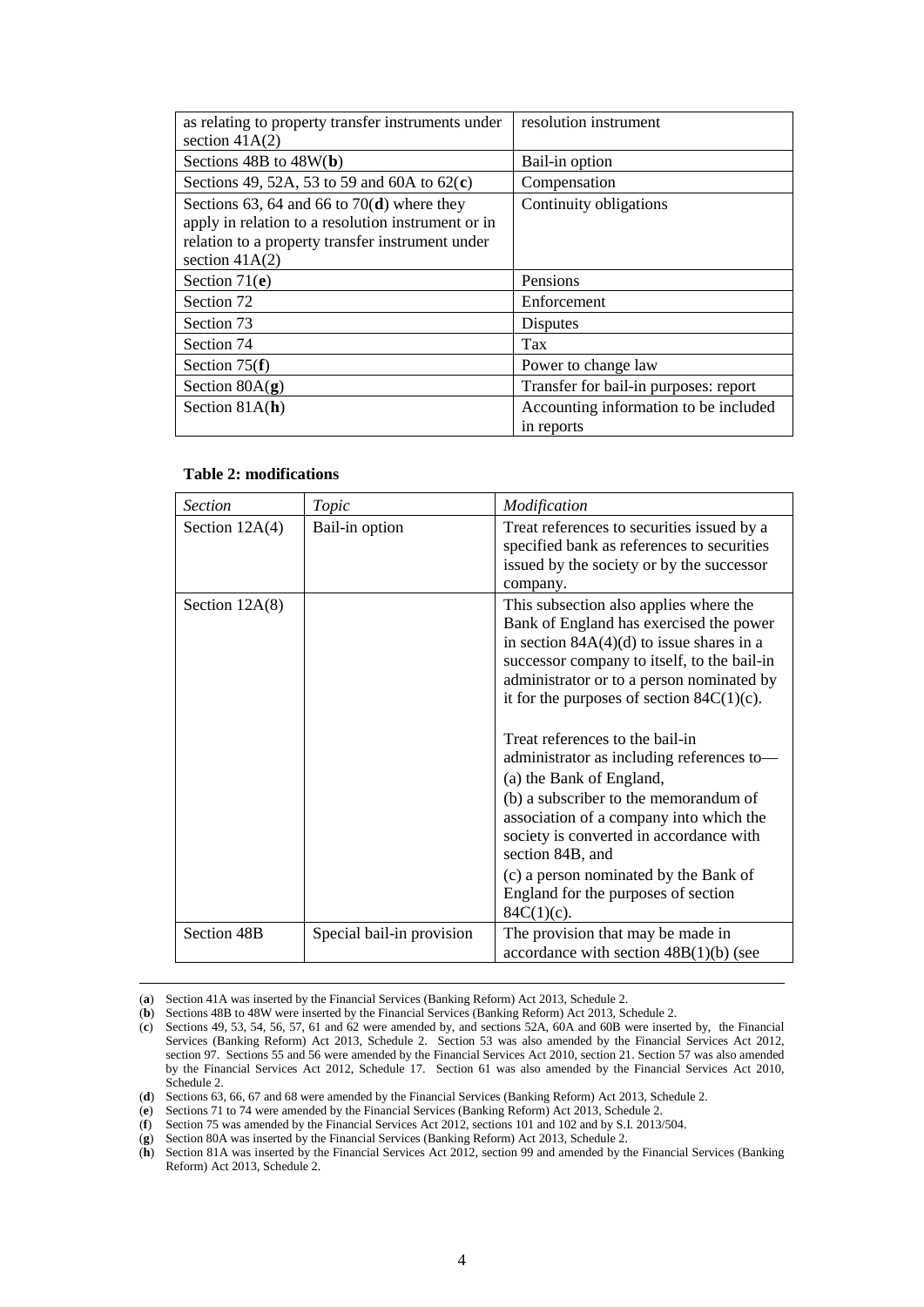| | |
|---|---|
| as relating to property transfer instruments under section 41A(2) | resolution instrument |
| Sections 48B to 48W(**b**) | Bail-in option |
| Sections 49, 52A, 53 to 59 and 60A to 62(**c**) | Compensation |
| Sections 63, 64 and 66 to 70(**d**) where they apply in relation to a resolution instrument or in relation to a property transfer instrument under section 41A(2) | Continuity obligations |
| Section 71(**e**) | Pensions |
| Section 72 | Enforcement |
| Section 73 | Disputes |
| Section 74 | Tax |
| Section 75(**f**) | Power to change law |
| Section 80A(**g**) | Transfer for bail-in purposes: report |
| Section 81A(**h**) | Accounting information to be included in reports |

**Table 2: modifications**

| *Section* | *Topic* | *Modification* |
|---|---|---|
| Section 12A(4) | Bail-in option | Treat references to securities issued by a specified bank as references to securities issued by the society or by the successor company. |
| Section 12A(8) | | This subsection also applies where the Bank of England has exercised the power in section 84A(4)(d) to issue shares in a successor company to itself, to the bail-in administrator or to a person nominated by it for the purposes of section 84C(1)(c).<br><br>Treat references to the bail-in administrator as including references to—<br>(a) the Bank of England,<br>(b) a subscriber to the memorandum of association of a company into which the society is converted in accordance with section 84B, and<br>(c) a person nominated by the Bank of England for the purposes of section 84C(1)(c). |
| Section 48B | Special bail-in provision | The provision that may be made in accordance with section 48B(1)(b) (see |

(**a**) Section 41A was inserted by the Financial Services (Banking Reform) Act 2013, Schedule 2.
(**b**) Sections 48B to 48W were inserted by the Financial Services (Banking Reform) Act 2013, Schedule 2.
(**c**) Sections 49, 53, 54, 56, 57, 61 and 62 were amended by, and sections 52A, 60A and 60B were inserted by, the Financial Services (Banking Reform) Act 2013, Schedule 2. Section 53 was also amended by the Financial Services Act 2012, section 97. Sections 55 and 56 were amended by the Financial Services Act 2010, section 21. Section 57 was also amended by the Financial Services Act 2012, Schedule 17. Section 61 was also amended by the Financial Services Act 2010, Schedule 2.
(**d**) Sections 63, 66, 67 and 68 were amended by the Financial Services (Banking Reform) Act 2013, Schedule 2.
(**e**) Sections 71 to 74 were amended by the Financial Services (Banking Reform) Act 2013, Schedule 2.
(**f**) Section 75 was amended by the Financial Services Act 2012, sections 101 and 102 and by S.I. 2013/504.
(**g**) Section 80A was inserted by the Financial Services (Banking Reform) Act 2013, Schedule 2.
(**h**) Section 81A was inserted by the Financial Services Act 2012, section 99 and amended by the Financial Services (Banking Reform) Act 2013, Schedule 2.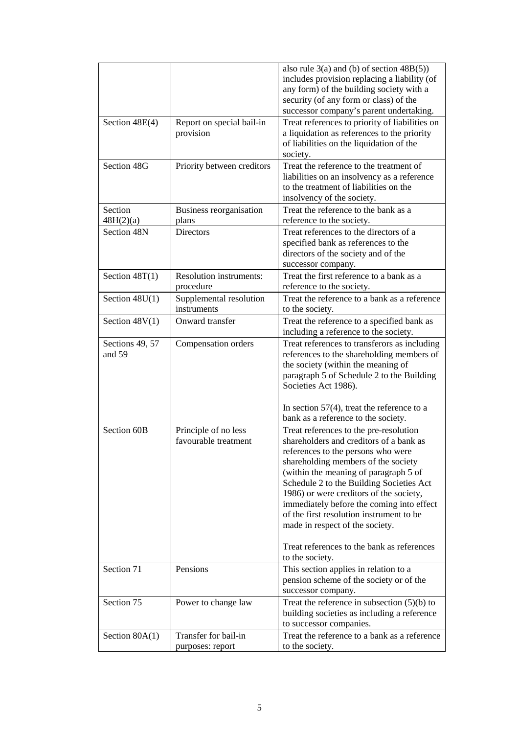| | | |
|---|---|---|
| | | also rule 3(a) and (b) of section 48B(5)) includes provision replacing a liability (of any form) of the building society with a security (of any form or class) of the successor company's parent undertaking. |
| Section 48E(4) | Report on special bail-in provision | Treat references to priority of liabilities on a liquidation as references to the priority of liabilities on the liquidation of the society. |
| Section 48G | Priority between creditors | Treat the reference to the treatment of liabilities on an insolvency as a reference to the treatment of liabilities on the insolvency of the society. |
| Section 48H(2)(a) | Business reorganisation plans | Treat the reference to the bank as a reference to the society. |
| Section 48N | Directors | Treat references to the directors of a specified bank as references to the directors of the society and of the successor company. |
| Section 48T(1) | Resolution instruments: procedure | Treat the first reference to a bank as a reference to the society. |
| Section 48U(1) | Supplemental resolution instruments | Treat the reference to a bank as a reference to the society. |
| Section 48V(1) | Onward transfer | Treat the reference to a specified bank as including a reference to the society. |
| Sections 49, 57 and 59 | Compensation orders | Treat references to transferors as including references to the shareholding members of the society (within the meaning of paragraph 5 of Schedule 2 to the Building Societies Act 1986).<br><br>In section 57(4), treat the reference to a bank as a reference to the society. |
| Section 60B | Principle of no less favourable treatment | Treat references to the pre-resolution shareholders and creditors of a bank as references to the persons who were shareholding members of the society (within the meaning of paragraph 5 of Schedule 2 to the Building Societies Act 1986) or were creditors of the society, immediately before the coming into effect of the first resolution instrument to be made in respect of the society.<br><br>Treat references to the bank as references to the society. |
| Section 71 | Pensions | This section applies in relation to a pension scheme of the society or of the successor company. |
| Section 75 | Power to change law | Treat the reference in subsection (5)(b) to building societies as including a reference to successor companies. |
| Section 80A(1) | Transfer for bail-in purposes: report | Treat the reference to a bank as a reference to the society. |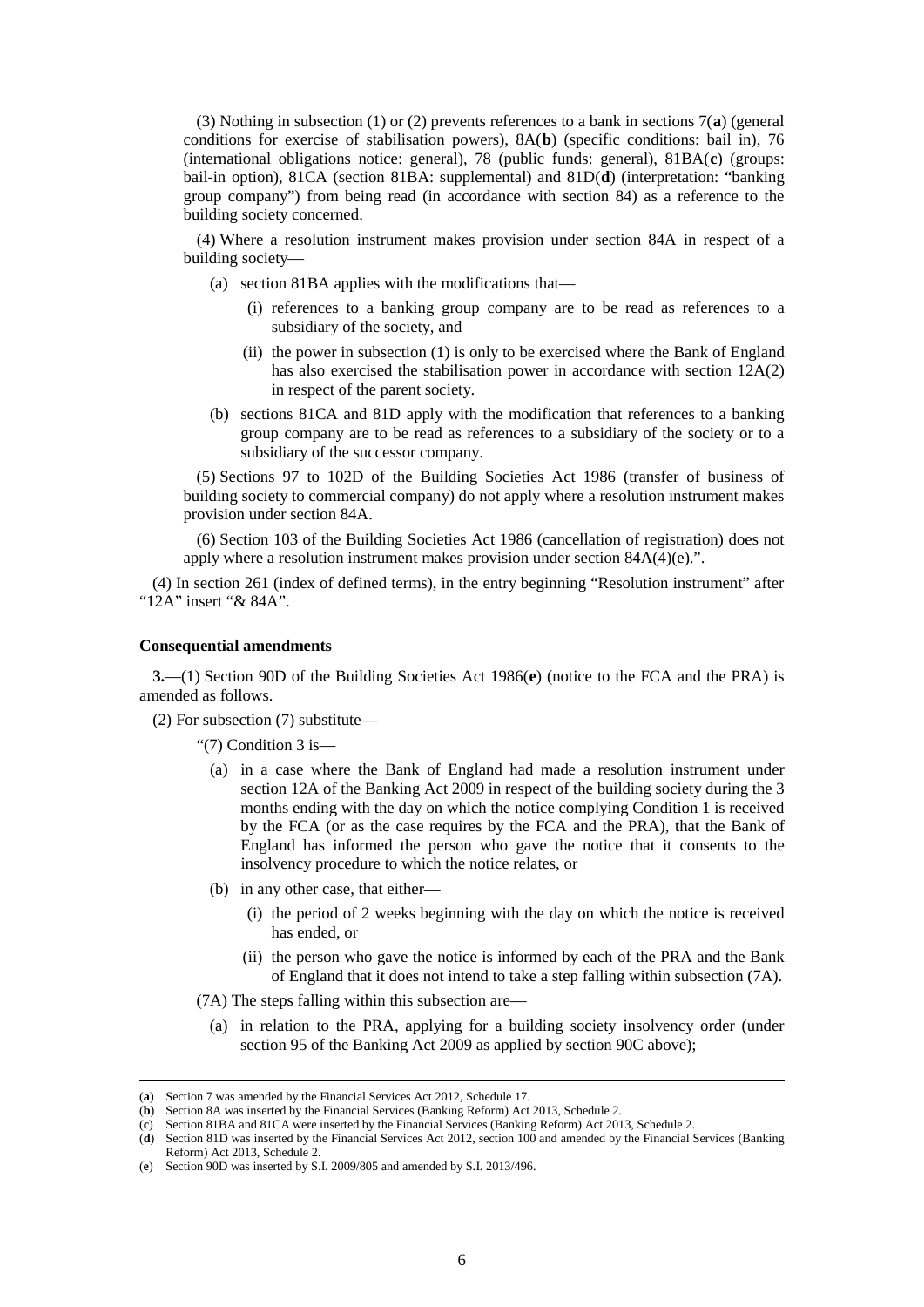(3) Nothing in subsection (1) or (2) prevents references to a bank in sections 7(**a**) (general conditions for exercise of stabilisation powers), 8A(**b**) (specific conditions: bail in), 76 (international obligations notice: general), 78 (public funds: general), 81BA(**c**) (groups: bail-in option), 81CA (section 81BA: supplemental) and 81D(**d**) (interpretation: "banking group company") from being read (in accordance with section 84) as a reference to the building society concerned.

(4) Where a resolution instrument makes provision under section 84A in respect of a building society—

- (a) section 81BA applies with the modifications that—
  - (i) references to a banking group company are to be read as references to a subsidiary of the society, and
  - (ii) the power in subsection (1) is only to be exercised where the Bank of England has also exercised the stabilisation power in accordance with section 12A(2) in respect of the parent society.
- (b) sections 81CA and 81D apply with the modification that references to a banking group company are to be read as references to a subsidiary of the society or to a subsidiary of the successor company.

(5) Sections 97 to 102D of the Building Societies Act 1986 (transfer of business of building society to commercial company) do not apply where a resolution instrument makes provision under section 84A.

(6) Section 103 of the Building Societies Act 1986 (cancellation of registration) does not apply where a resolution instrument makes provision under section 84A(4)(e).".

(4) In section 261 (index of defined terms), in the entry beginning "Resolution instrument" after "12A" insert "& 84A".

**Consequential amendments**

**3.**—(1) Section 90D of the Building Societies Act 1986(**e**) (notice to the FCA and the PRA) is amended as follows.

(2) For subsection (7) substitute—

"(7) Condition 3 is—

- (a) in a case where the Bank of England had made a resolution instrument under section 12A of the Banking Act 2009 in respect of the building society during the 3 months ending with the day on which the notice complying Condition 1 is received by the FCA (or as the case requires by the FCA and the PRA), that the Bank of England has informed the person who gave the notice that it consents to the insolvency procedure to which the notice relates, or
- (b) in any other case, that either—
  - (i) the period of 2 weeks beginning with the day on which the notice is received has ended, or
  - (ii) the person who gave the notice is informed by each of the PRA and the Bank of England that it does not intend to take a step falling within subsection (7A).

(7A) The steps falling within this subsection are—

- (a) in relation to the PRA, applying for a building society insolvency order (under section 95 of the Banking Act 2009 as applied by section 90C above);

---

(**a**) Section 7 was amended by the Financial Services Act 2012, Schedule 17.
(**b**) Section 8A was inserted by the Financial Services (Banking Reform) Act 2013, Schedule 2.
(**c**) Section 81BA and 81CA were inserted by the Financial Services (Banking Reform) Act 2013, Schedule 2.
(**d**) Section 81D was inserted by the Financial Services Act 2012, section 100 and amended by the Financial Services (Banking Reform) Act 2013, Schedule 2.
(**e**) Section 90D was inserted by S.I. 2009/805 and amended by S.I. 2013/496.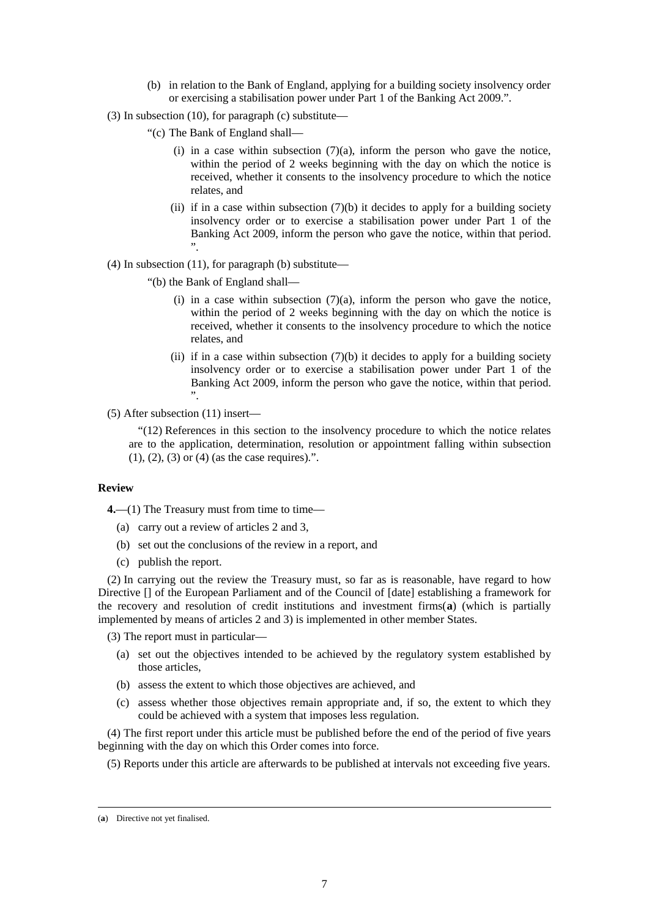(b) in relation to the Bank of England, applying for a building society insolvency order or exercising a stabilisation power under Part 1 of the Banking Act 2009.".

(3) In subsection (10), for paragraph (c) substitute—

"(c) The Bank of England shall—

(i) in a case within subsection (7)(a), inform the person who gave the notice, within the period of 2 weeks beginning with the day on which the notice is received, whether it consents to the insolvency procedure to which the notice relates, and

(ii) if in a case within subsection (7)(b) it decides to apply for a building society insolvency order or to exercise a stabilisation power under Part 1 of the Banking Act 2009, inform the person who gave the notice, within that period.".

(4) In subsection (11), for paragraph (b) substitute—

"(b) the Bank of England shall—

(i) in a case within subsection (7)(a), inform the person who gave the notice, within the period of 2 weeks beginning with the day on which the notice is received, whether it consents to the insolvency procedure to which the notice relates, and

(ii) if in a case within subsection (7)(b) it decides to apply for a building society insolvency order or to exercise a stabilisation power under Part 1 of the Banking Act 2009, inform the person who gave the notice, within that period.".

(5) After subsection (11) insert—

"(12) References in this section to the insolvency procedure to which the notice relates are to the application, determination, resolution or appointment falling within subsection (1), (2), (3) or (4) (as the case requires).".

**Review**

**4.**—(1) The Treasury must from time to time—

(a) carry out a review of articles 2 and 3,

(b) set out the conclusions of the review in a report, and

(c) publish the report.

(2) In carrying out the review the Treasury must, so far as is reasonable, have regard to how Directive [] of the European Parliament and of the Council of [date] establishing a framework for the recovery and resolution of credit institutions and investment firms(**a**) (which is partially implemented by means of articles 2 and 3) is implemented in other member States.

(3) The report must in particular—

(a) set out the objectives intended to be achieved by the regulatory system established by those articles,

(b) assess the extent to which those objectives are achieved, and

(c) assess whether those objectives remain appropriate and, if so, the extent to which they could be achieved with a system that imposes less regulation.

(4) The first report under this article must be published before the end of the period of five years beginning with the day on which this Order comes into force.

(5) Reports under this article are afterwards to be published at intervals not exceeding five years.

---

(**a**) Directive not yet finalised.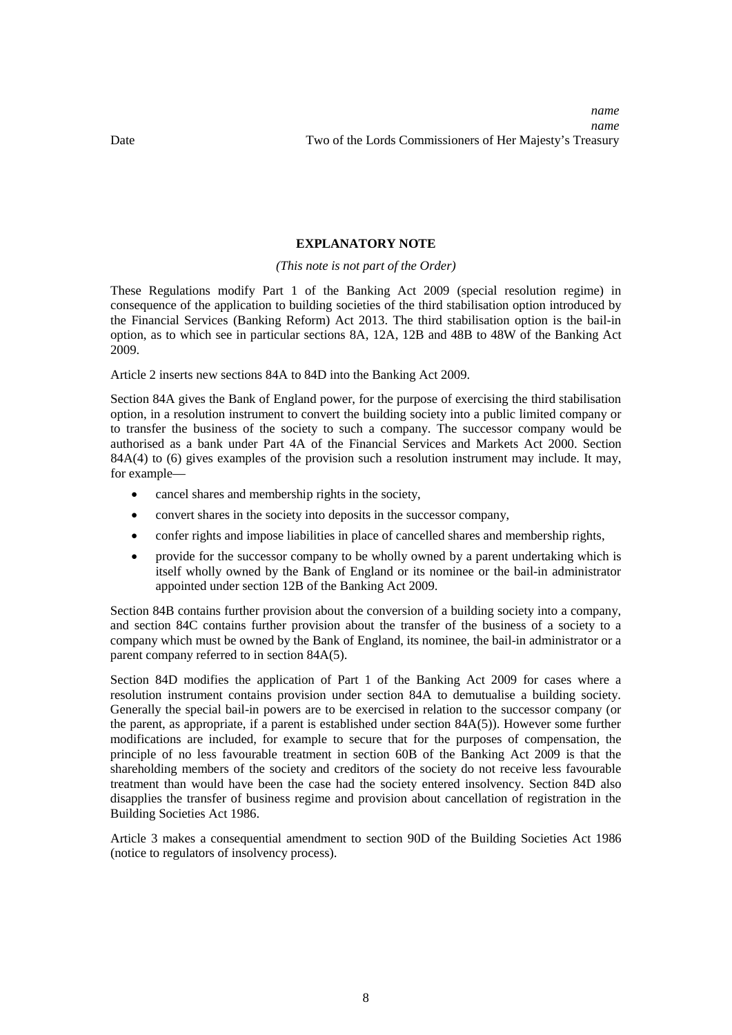*name*
*name*

Date Two of the Lords Commissioners of Her Majesty's Treasury

**EXPLANATORY NOTE**

*(This note is not part of the Order)*

These Regulations modify Part 1 of the Banking Act 2009 (special resolution regime) in consequence of the application to building societies of the third stabilisation option introduced by the Financial Services (Banking Reform) Act 2013. The third stabilisation option is the bail-in option, as to which see in particular sections 8A, 12A, 12B and 48B to 48W of the Banking Act 2009.

Article 2 inserts new sections 84A to 84D into the Banking Act 2009.

Section 84A gives the Bank of England power, for the purpose of exercising the third stabilisation option, in a resolution instrument to convert the building society into a public limited company or to transfer the business of the society to such a company. The successor company would be authorised as a bank under Part 4A of the Financial Services and Markets Act 2000. Section 84A(4) to (6) gives examples of the provision such a resolution instrument may include. It may, for example—

- cancel shares and membership rights in the society,
- convert shares in the society into deposits in the successor company,
- confer rights and impose liabilities in place of cancelled shares and membership rights,
- provide for the successor company to be wholly owned by a parent undertaking which is itself wholly owned by the Bank of England or its nominee or the bail-in administrator appointed under section 12B of the Banking Act 2009.

Section 84B contains further provision about the conversion of a building society into a company, and section 84C contains further provision about the transfer of the business of a society to a company which must be owned by the Bank of England, its nominee, the bail-in administrator or a parent company referred to in section 84A(5).

Section 84D modifies the application of Part 1 of the Banking Act 2009 for cases where a resolution instrument contains provision under section 84A to demutualise a building society. Generally the special bail-in powers are to be exercised in relation to the successor company (or the parent, as appropriate, if a parent is established under section 84A(5)). However some further modifications are included, for example to secure that for the purposes of compensation, the principle of no less favourable treatment in section 60B of the Banking Act 2009 is that the shareholding members of the society and creditors of the society do not receive less favourable treatment than would have been the case had the society entered insolvency. Section 84D also disapplies the transfer of business regime and provision about cancellation of registration in the Building Societies Act 1986.

Article 3 makes a consequential amendment to section 90D of the Building Societies Act 1986 (notice to regulators of insolvency process).